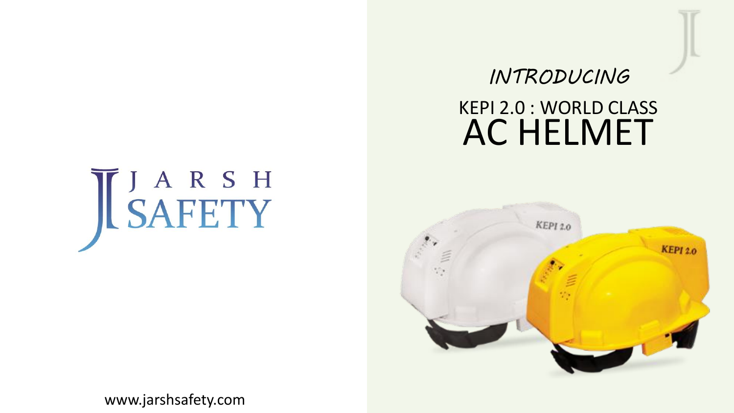JARSH SAFETY

www.jarshsafety.com

*INTRODUCING*

# KEPI 2.0 : WORLD CLASS AC HELMET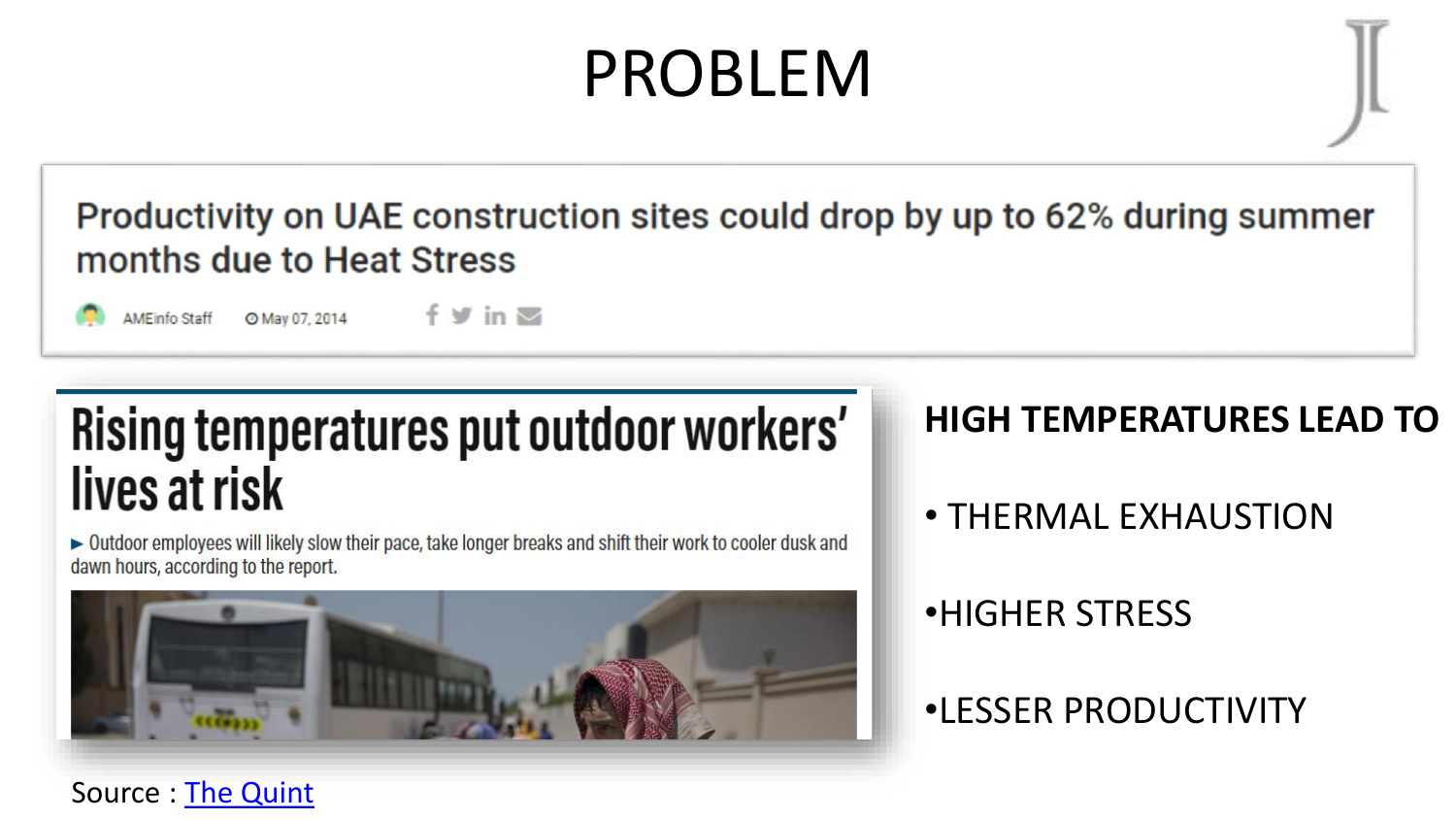# PROBLEM

Productivity on UAE construction sites could drop by up to 62% during summer months due to Heat Stress

AMEinfo Staff May 07, 2014

## Rising temperatures put outdoor workers' lives at risk

► Outdoor employees will likely slow their pace, take longer breaks and shift their work to cooler dusk and dawn hours, according to the report.

**HIGH TEMPERATURES LEAD TO**

- THERMAL EXHAUSTION
- HIGHER STRESS
- LESSER PRODUCTIVITY

Source : The Quint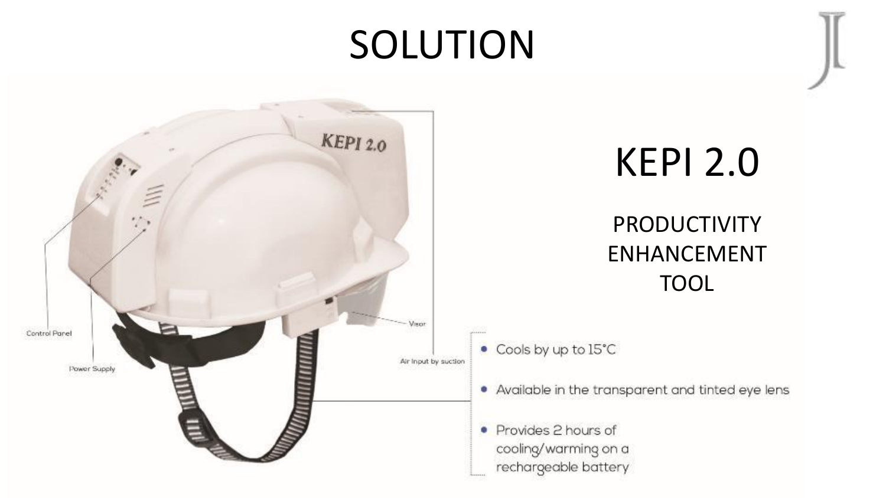# SOLUTION

## KEPI 2.0

PRODUCTIVITY ENHANCEMENT TOOL

KEPI 2.0

Control Panel

Power Supply

Visor

Air Input by suction

- Cools by up to 15°C
- Available in the transparent and tinted eye lens
- Provides 2 hours of cooling/warming on a rechargeable battery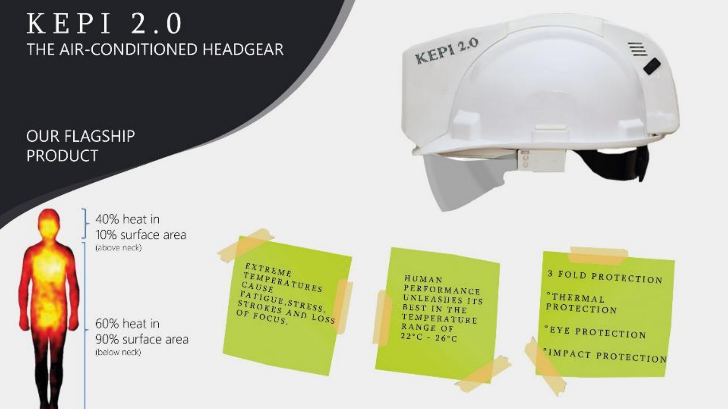# KEPI 2.0

## THE AIR-CONDITIONED HEADGEAR

OUR FLAGSHIP PRODUCT

KEPI 2.0

40% heat in 10% surface area
(above neck)

60% heat in 90% surface area
(below neck)

EXTREME TEMPERATURES CAUSE FATIGUE,STRESS, STROKES AND LOSS OF FOCUS.

HUMAN PERFORMANCE UNLEASHES ITS BEST IN THE TEMPERATURE RANGE OF 22°C - 26°C

3 FOLD PROTECTION

- THERMAL PROTECTION
- EYE PROTECTION
- IMPACT PROTECTION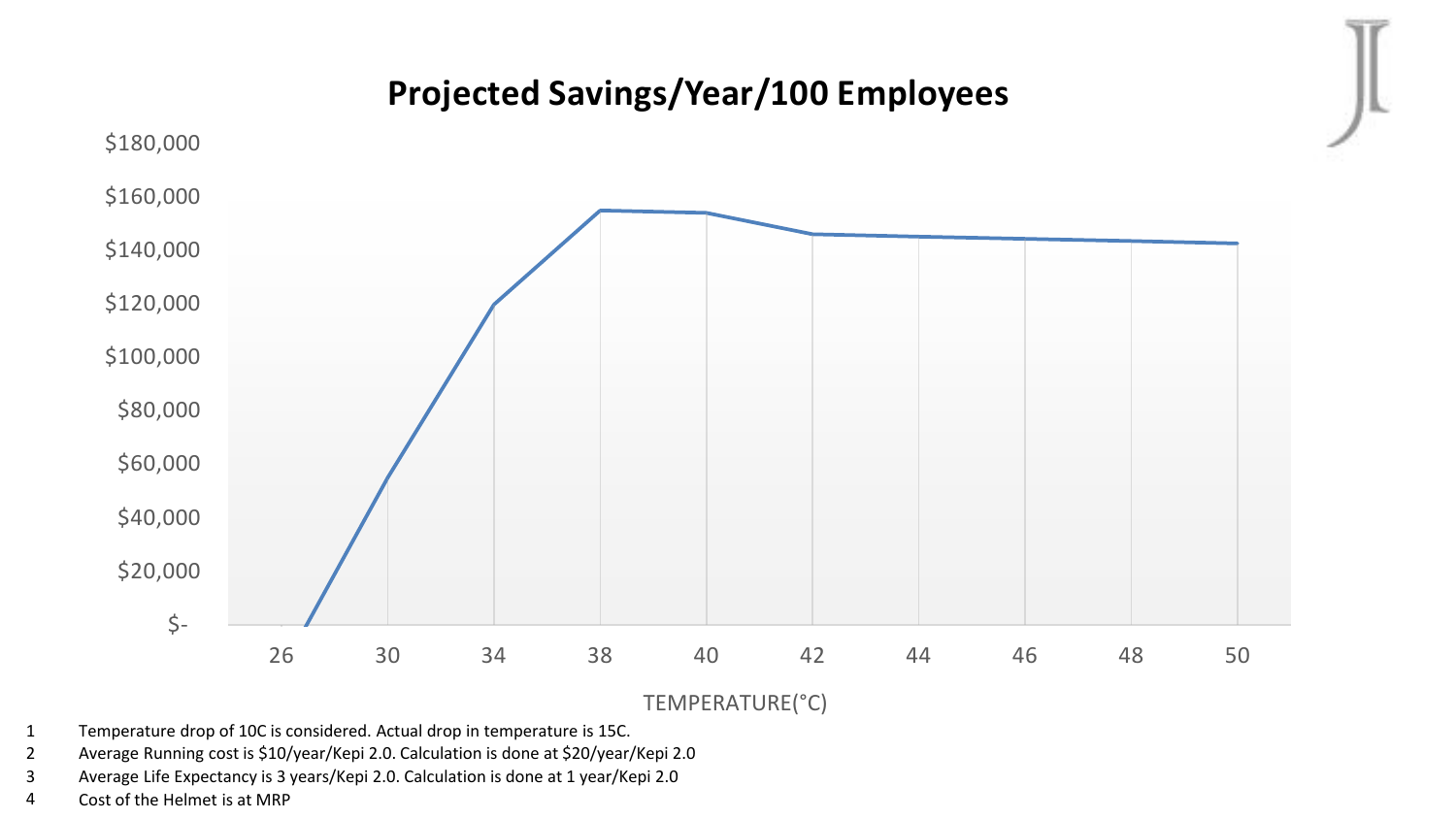# Projected Savings/Year/100 Employees

$180,000
$160,000
$140,000
$120,000
$100,000
$80,000
$60,000
$40,000
$20,000
$-

26 30 34 38 40 42 44 46 48 50

TEMPERATURE(°C)

1. Temperature drop of 10C is considered. Actual drop in temperature is 15C.
2. Average Running cost is $10/year/Kepi 2.0. Calculation is done at $20/year/Kepi 2.0
3. Average Life Expectancy is 3 years/Kepi 2.0. Calculation is done at 1 year/Kepi 2.0
4. Cost of the Helmet is at MRP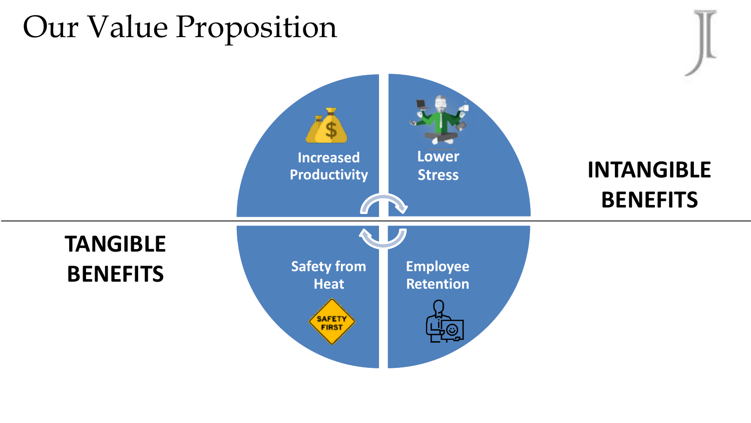# Our Value Proposition

Increased Productivity

Lower Stress

INTANGIBLE BENEFITS

TANGIBLE BENEFITS

Safety from Heat

SAFETY FIRST

Employee Retention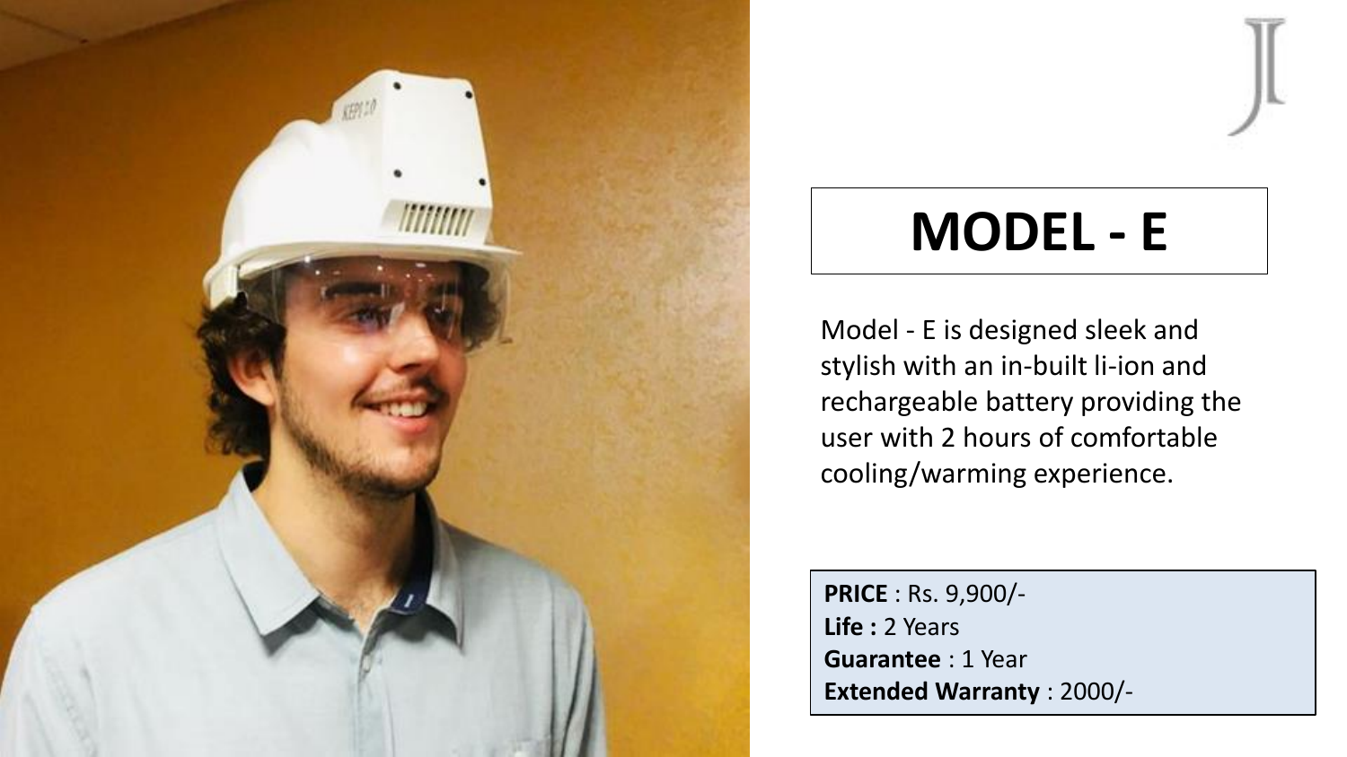# MODEL - E

Model - E is designed sleek and stylish with an in-built li-ion and rechargeable battery providing the user with 2 hours of comfortable cooling/warming experience.

**PRICE** : Rs. 9,900/-
**Life :** 2 Years
**Guarantee** : 1 Year
**Extended Warranty** : 2000/-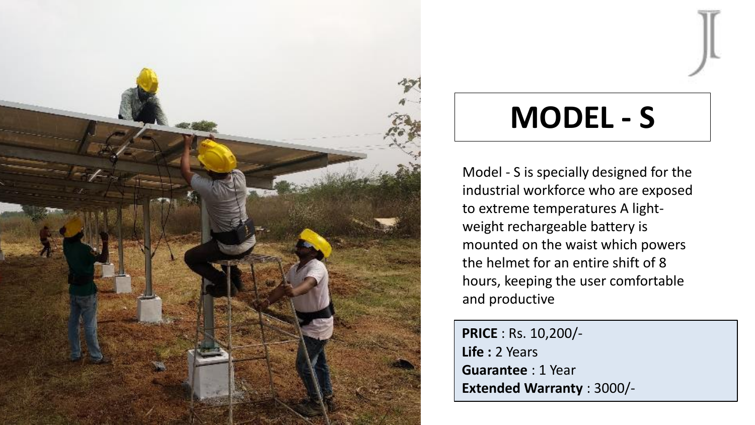# MODEL - S

Model - S is specially designed for the industrial workforce who are exposed to extreme temperatures A light-weight rechargeable battery is mounted on the waist which powers the helmet for an entire shift of 8 hours, keeping the user comfortable and productive

**PRICE** : Rs. 10,200/-
**Life :** 2 Years
**Guarantee** : 1 Year
**Extended Warranty** : 3000/-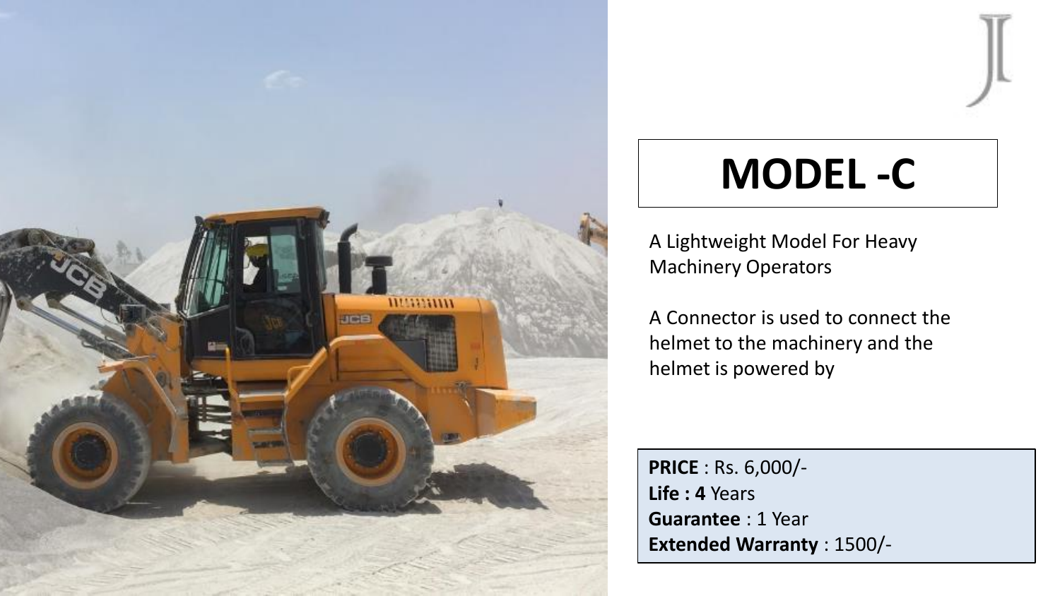# MODEL -C

A Lightweight Model For Heavy Machinery Operators

A Connector is used to connect the helmet to the machinery and the helmet is powered by

**PRICE** : Rs. 6,000/-
**Life : 4** Years
**Guarantee** : 1 Year
**Extended Warranty** : 1500/-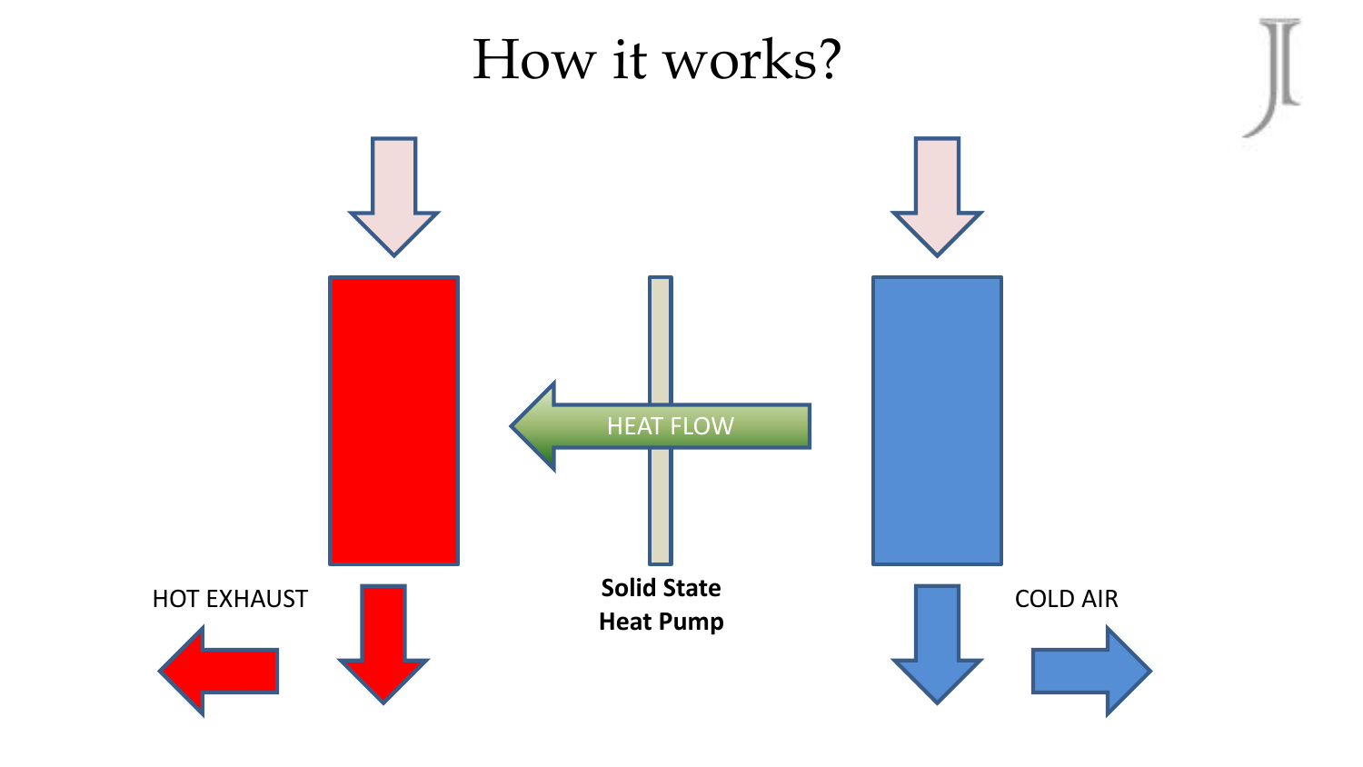# How it works?

HEAT FLOW

**Solid State Heat Pump**

HOT EXHAUST

COLD AIR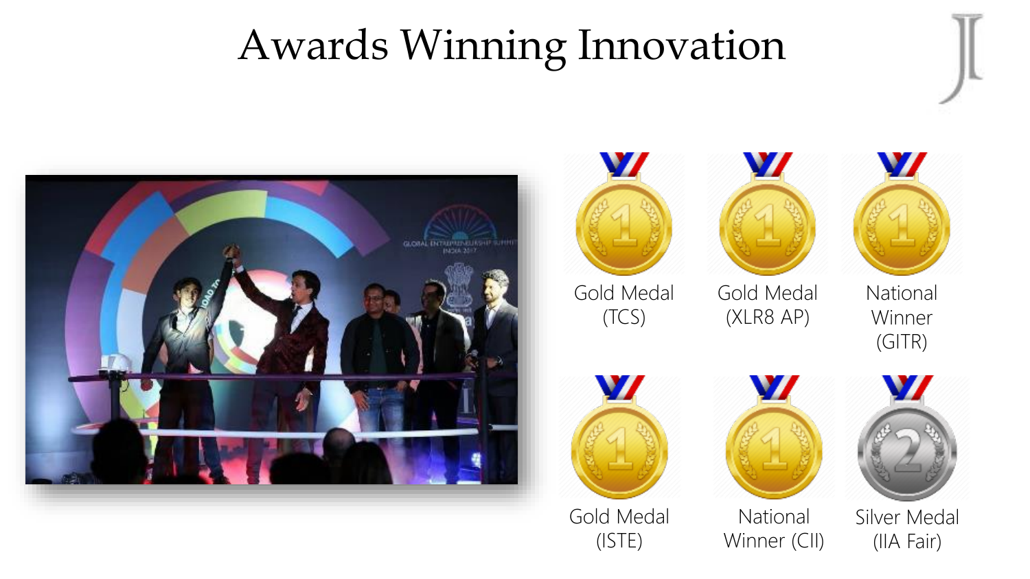# Awards Winning Innovation

Gold Medal (TCS)

Gold Medal (XLR8 AP)

National Winner (GITR)

Gold Medal (ISTE)

National Winner (CII)

Silver Medal (IIA Fair)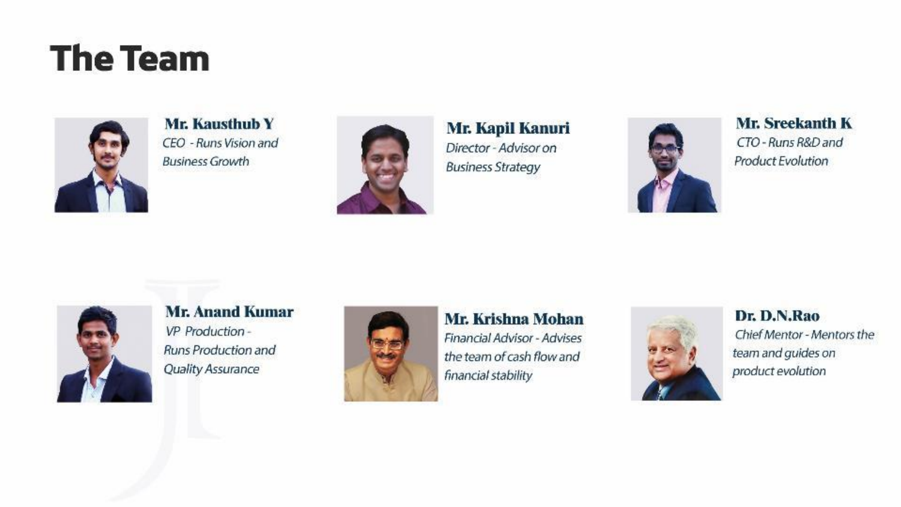# The Team

**Mr. Kausthub Y**
*CEO - Runs Vision and Business Growth*

**Mr. Kapil Kanuri**
*Director - Advisor on Business Strategy*

**Mr. Sreekanth K**
*CTO - Runs R&D and Product Evolution*

**Mr. Anand Kumar**
*VP Production - Runs Production and Quality Assurance*

**Mr. Krishna Mohan**
*Financial Advisor - Advises the team of cash flow and financial stability*

**Dr. D.N.Rao**
*Chief Mentor - Mentors the team and guides on product evolution*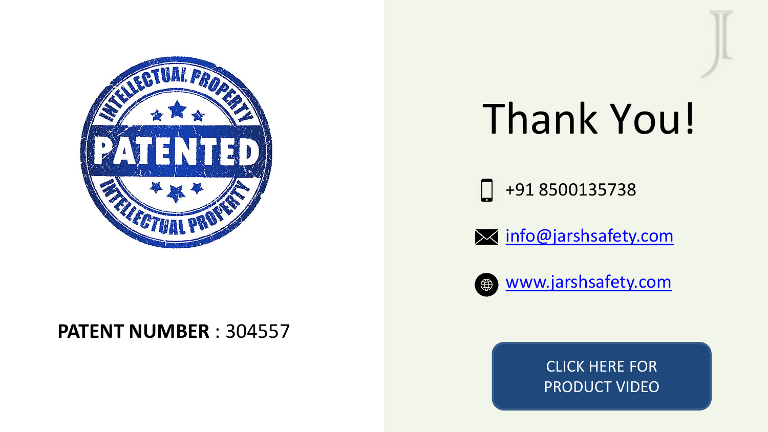**PATENT NUMBER** : 304557

# Thank You!

+91 8500135738

info@jarshsafety.com

www.jarshsafety.com

CLICK HERE FOR PRODUCT VIDEO